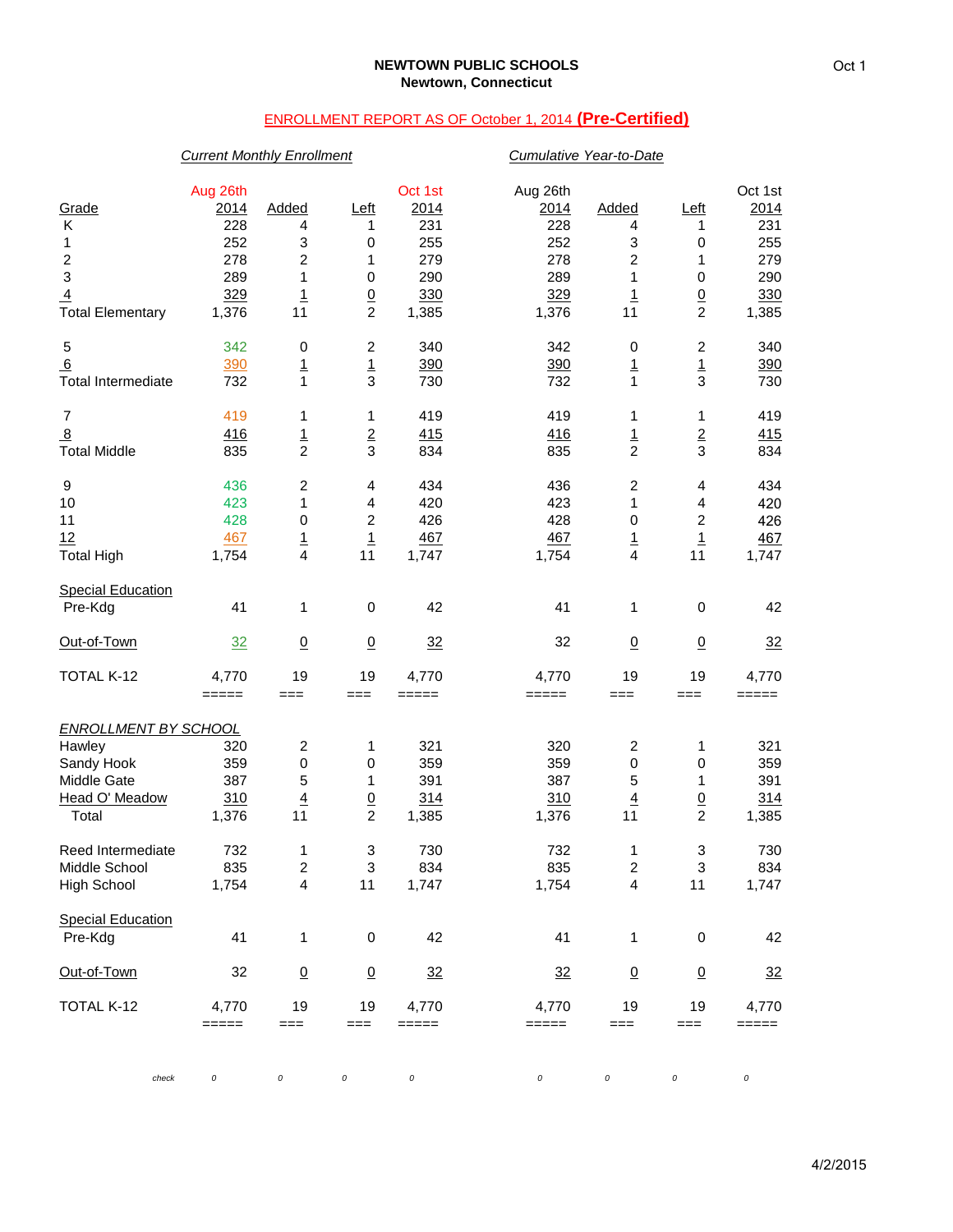**NEWTOWN PUBLIC SCHOOLS**
**Newtown, Connecticut**

## ENROLLMENT REPORT AS OF October 1, 2014 **(Pre-Certified)**

| | *Current Monthly Enrollment* | | | | *Cumulative Year-to-Date* | | | |
|---|---|---|---|---|---|---|---|---|
| Grade | Aug 26th 2014 | Added | Left | Oct 1st 2014 | Aug 26th 2014 | Added | Left | Oct 1st 2014 |
| K | 228 | 4 | 1 | 231 | 228 | 4 | 1 | 231 |
| 1 | 252 | 3 | 0 | 255 | 252 | 3 | 0 | 255 |
| 2 | 278 | 2 | 1 | 279 | 278 | 2 | 1 | 279 |
| 3 | 289 | 1 | 0 | 290 | 289 | 1 | 0 | 290 |
| 4 | 329 | 1 | 0 | 330 | 329 | 1 | 0 | 330 |
| Total Elementary | 1,376 | 11 | 2 | 1,385 | 1,376 | 11 | 2 | 1,385 |
| 5 | 342 | 0 | 2 | 340 | 342 | 0 | 2 | 340 |
| 6 | 390 | 1 | 1 | 390 | 390 | 1 | 1 | 390 |
| Total Intermediate | 732 | 1 | 3 | 730 | 732 | 1 | 3 | 730 |
| 7 | 419 | 1 | 1 | 419 | 419 | 1 | 1 | 419 |
| 8 | 416 | 1 | 2 | 415 | 416 | 1 | 2 | 415 |
| Total Middle | 835 | 2 | 3 | 834 | 835 | 2 | 3 | 834 |
| 9 | 436 | 2 | 4 | 434 | 436 | 2 | 4 | 434 |
| 10 | 423 | 1 | 4 | 420 | 423 | 1 | 4 | 420 |
| 11 | 428 | 0 | 2 | 426 | 428 | 0 | 2 | 426 |
| 12 | 467 | 1 | 1 | 467 | 467 | 1 | 1 | 467 |
| Total High | 1,754 | 4 | 11 | 1,747 | 1,754 | 4 | 11 | 1,747 |
| Special Education Pre-Kdg | 41 | 1 | 0 | 42 | 41 | 1 | 0 | 42 |
| Out-of-Town | 32 | 0 | 0 | 32 | 32 | 0 | 0 | 32 |
| TOTAL K-12 | 4,770 | 19 | 19 | 4,770 | 4,770 | 19 | 19 | 4,770 |
| | ===== | === | === | ===== | ===== | === | === | ===== |
| *ENROLLMENT BY SCHOOL* | | | | | | | | |
| Hawley | 320 | 2 | 1 | 321 | 320 | 2 | 1 | 321 |
| Sandy Hook | 359 | 0 | 0 | 359 | 359 | 0 | 0 | 359 |
| Middle Gate | 387 | 5 | 1 | 391 | 387 | 5 | 1 | 391 |
| Head O' Meadow | 310 | 4 | 0 | 314 | 310 | 4 | 0 | 314 |
| Total | 1,376 | 11 | 2 | 1,385 | 1,376 | 11 | 2 | 1,385 |
| Reed Intermediate | 732 | 1 | 3 | 730 | 732 | 1 | 3 | 730 |
| Middle School | 835 | 2 | 3 | 834 | 835 | 2 | 3 | 834 |
| High School | 1,754 | 4 | 11 | 1,747 | 1,754 | 4 | 11 | 1,747 |
| Special Education Pre-Kdg | 41 | 1 | 0 | 42 | 41 | 1 | 0 | 42 |
| Out-of-Town | 32 | 0 | 0 | 32 | 32 | 0 | 0 | 32 |
| TOTAL K-12 | 4,770 | 19 | 19 | 4,770 | 4,770 | 19 | 19 | 4,770 |
| | ===== | === | === | ===== | ===== | === | === | ===== |
| *check* | *0* | *0* | *0* | *0* | *0* | *0* | *0* | *0* |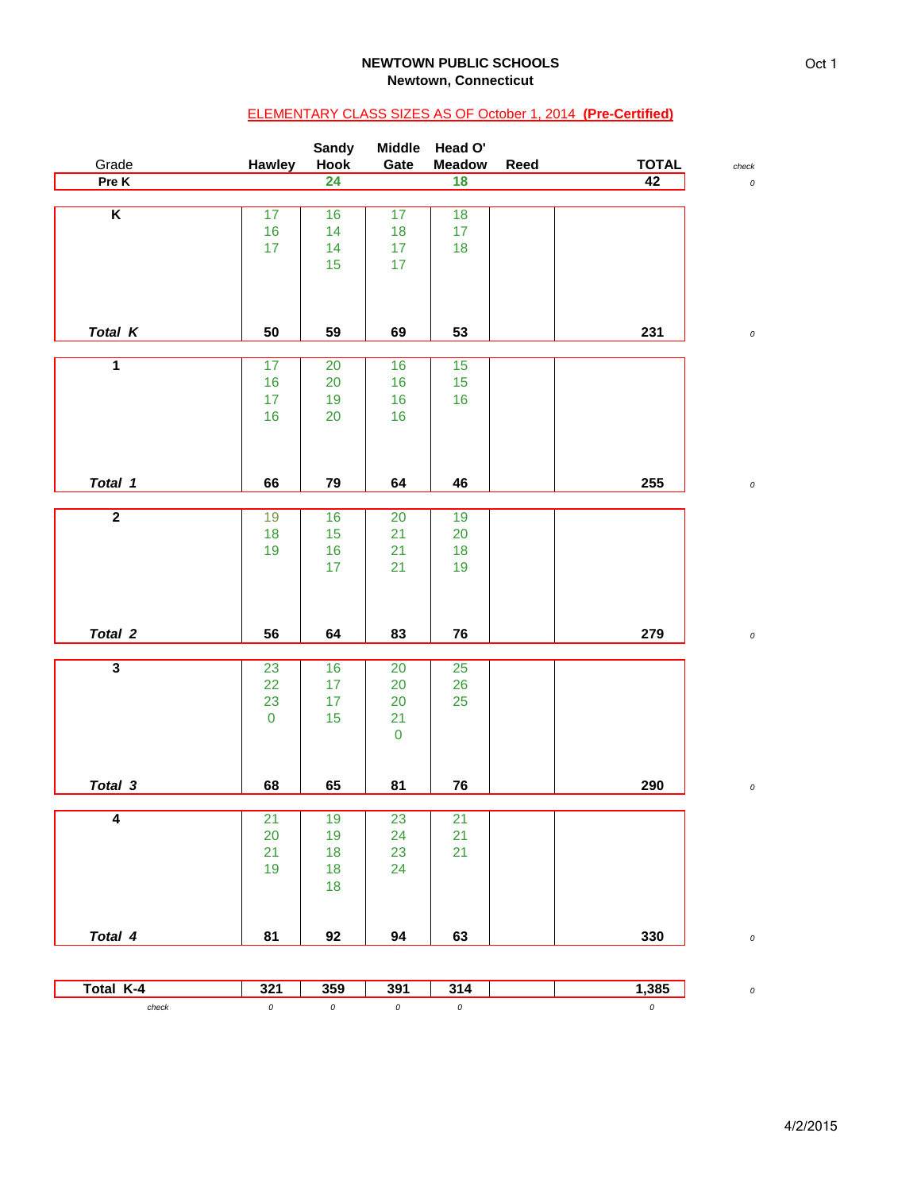**NEWTOWN PUBLIC SCHOOLS**
**Newtown, Connecticut**

Oct 1

ELEMENTARY CLASS SIZES AS OF October 1, 2014 **(Pre-Certified)**

| Grade | Hawley | Sandy Hook | Middle Gate | Head O' Meadow | Reed | TOTAL | check |
|---|---|---|---|---|---|---|---|
| **Pre K** | | 24 | | 18 | | **42** | 0 |
| **K** | 17 | 16 | 17 | 18 | | | |
| | 16 | 14 | 18 | 17 | | | |
| | 17 | 14 | 17 | 18 | | | |
| | | 15 | 17 | | | | |
| ***Total K*** | **50** | **59** | **69** | **53** | | **231** | 0 |
| **1** | 17 | 20 | 16 | 15 | | | |
| | 16 | 20 | 16 | 15 | | | |
| | 17 | 19 | 16 | 16 | | | |
| | 16 | 20 | 16 | | | | |
| ***Total 1*** | **66** | **79** | **64** | **46** | | **255** | 0 |
| **2** | 19 | 16 | 20 | 19 | | | |
| | 18 | 15 | 21 | 20 | | | |
| | 19 | 16 | 21 | 18 | | | |
| | | 17 | 21 | 19 | | | |
| ***Total 2*** | **56** | **64** | **83** | **76** | | **279** | 0 |
| **3** | 23 | 16 | 20 | 25 | | | |
| | 22 | 17 | 20 | 26 | | | |
| | 23 | 17 | 20 | 25 | | | |
| | 0 | 15 | 21 | | | | |
| | | | 0 | | | | |
| ***Total 3*** | **68** | **65** | **81** | **76** | | **290** | 0 |
| **4** | 21 | 19 | 23 | 21 | | | |
| | 20 | 19 | 24 | 21 | | | |
| | 21 | 18 | 23 | 21 | | | |
| | 19 | 18 | 24 | | | | |
| | | 18 | | | | | |
| ***Total 4*** | **81** | **92** | **94** | **63** | | **330** | 0 |
| **Total K-4** | **321** | **359** | **391** | **314** | | **1,385** | 0 |
| *check* | *0* | *0* | *0* | *0* | | *0* | |

4/2/2015